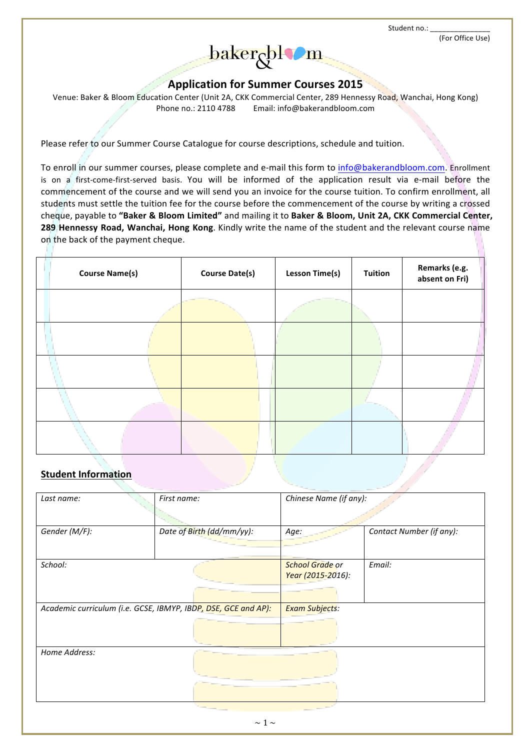Student no.: _______________
(For Office Use)

baker&bloom

# Application for Summer Courses 2015

Venue: Baker & Bloom Education Center (Unit 2A, CKK Commercial Center, 289 Hennessy Road, Wanchai, Hong Kong)
Phone no.: 2110 4788 Email: info@bakerandbloom.com

Please refer to our Summer Course Catalogue for course descriptions, schedule and tuition.

To enroll in our summer courses, please complete and e-mail this form to info@bakerandbloom.com. Enrollment is on a first-come-first-served basis. You will be informed of the application result via e-mail before the commencement of the course and we will send you an invoice for the course tuition. To confirm enrollment, all students must settle the tuition fee for the course before the commencement of the course by writing a crossed cheque, payable to **"Baker & Bloom Limited"** and mailing it to **Baker & Bloom, Unit 2A, CKK Commercial Center, 289 Hennessy Road, Wanchai, Hong Kong**. Kindly write the name of the student and the relevant course name on the back of the payment cheque.

| Course Name(s) | Course Date(s) | Lesson Time(s) | Tuition | Remarks (e.g. absent on Fri) |
|---|---|---|---|---|
| | | | | |
| | | | | |
| | | | | |
| | | | | |
| | | | | |

## Student Information

| *Last name:* | *First name:* | *Chinese Name (if any):* | |
|---|---|---|---|
| *Gender (M/F):* | *Date of Birth (dd/mm/yy):* | *Age:* | *Contact Number (if any):* |
| *School:* | | *School Grade or Year (2015-2016):* | *Email:* |
| *Academic curriculum (i.e. GCSE, IBMYP, IBDP, DSE, GCE and AP):* | | *Exam Subjects:* | |
| *Home Address:* | | | |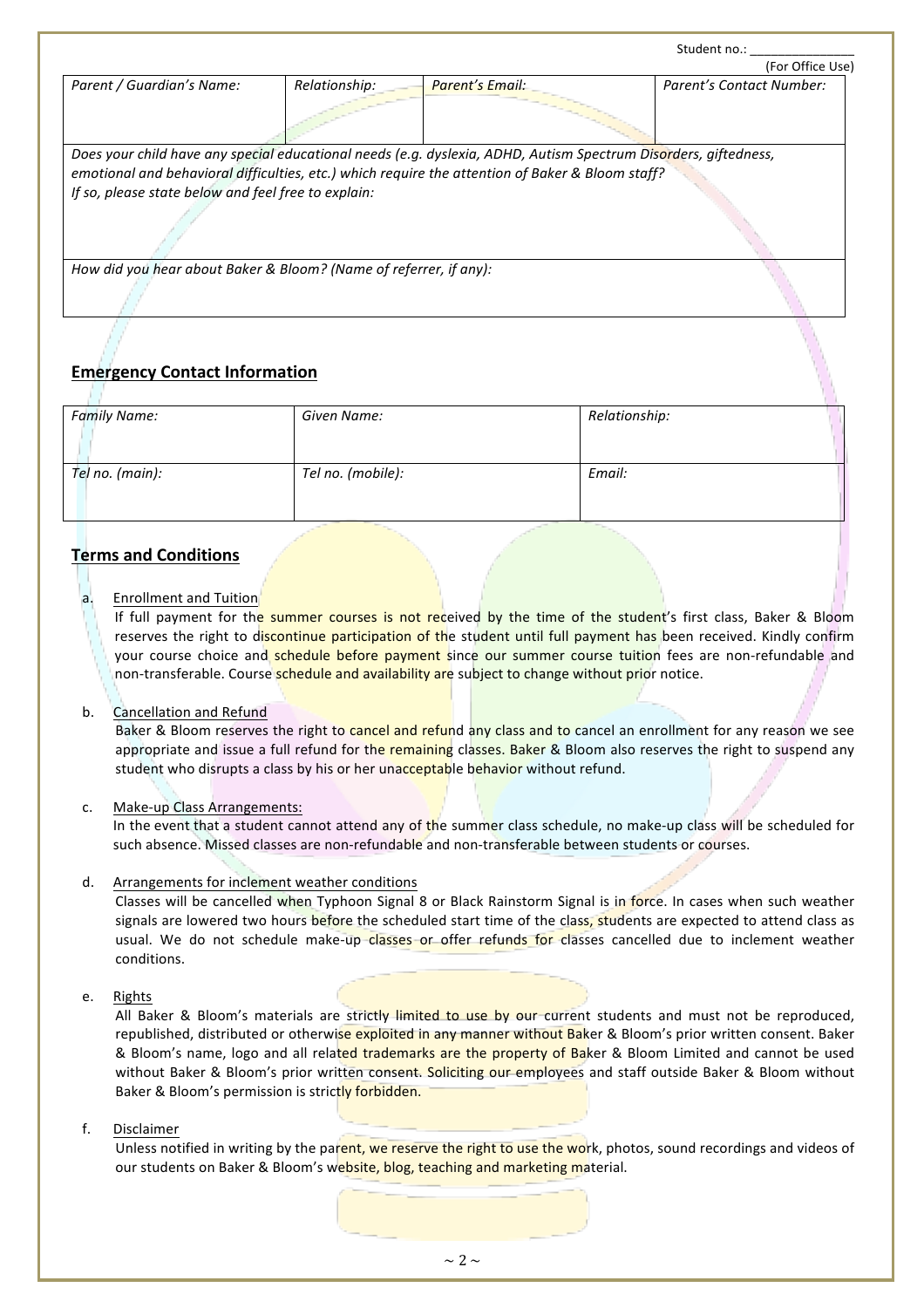Student no.: _______________
(For Office Use)

| *Parent / Guardian's Name:* | *Relationship:* | *Parent's Email:* | *Parent's Contact Number:* |
|---|---|---|---|
| | | | |
| *Does your child have any special educational needs (e.g. dyslexia, ADHD, Autism Spectrum Disorders, giftedness, emotional and behavioral difficulties, etc.) which require the attention of Baker & Bloom staff? If so, please state below and feel free to explain:* | | | |
| *How did you hear about Baker & Bloom? (Name of referrer, if any):* | | | |

## Emergency Contact Information

| *Family Name:* | *Given Name:* | *Relationship:* |
|---|---|---|
| | | |
| *Tel no. (main):* | *Tel no. (mobile):* | *Email:* |
| | | |

## Terms and Conditions

a. Enrollment and Tuition
If full payment for the summer courses is not received by the time of the student's first class, Baker & Bloom reserves the right to discontinue participation of the student until full payment has been received. Kindly confirm your course choice and schedule before payment since our summer course tuition fees are non-refundable and non-transferable. Course schedule and availability are subject to change without prior notice.

b. Cancellation and Refund
Baker & Bloom reserves the right to cancel and refund any class and to cancel an enrollment for any reason we see appropriate and issue a full refund for the remaining classes. Baker & Bloom also reserves the right to suspend any student who disrupts a class by his or her unacceptable behavior without refund.

c. Make-up Class Arrangements:
In the event that a student cannot attend any of the summer class schedule, no make-up class will be scheduled for such absence. Missed classes are non-refundable and non-transferable between students or courses.

d. Arrangements for inclement weather conditions
Classes will be cancelled when Typhoon Signal 8 or Black Rainstorm Signal is in force. In cases when such weather signals are lowered two hours before the scheduled start time of the class, students are expected to attend class as usual. We do not schedule make-up classes or offer refunds for classes cancelled due to inclement weather conditions.

e. Rights
All Baker & Bloom's materials are strictly limited to use by our current students and must not be reproduced, republished, distributed or otherwise exploited in any manner without Baker & Bloom's prior written consent. Baker & Bloom's name, logo and all related trademarks are the property of Baker & Bloom Limited and cannot be used without Baker & Bloom's prior written consent. Soliciting our employees and staff outside Baker & Bloom without Baker & Bloom's permission is strictly forbidden.

f. Disclaimer
Unless notified in writing by the parent, we reserve the right to use the work, photos, sound recordings and videos of our students on Baker & Bloom's website, blog, teaching and marketing material.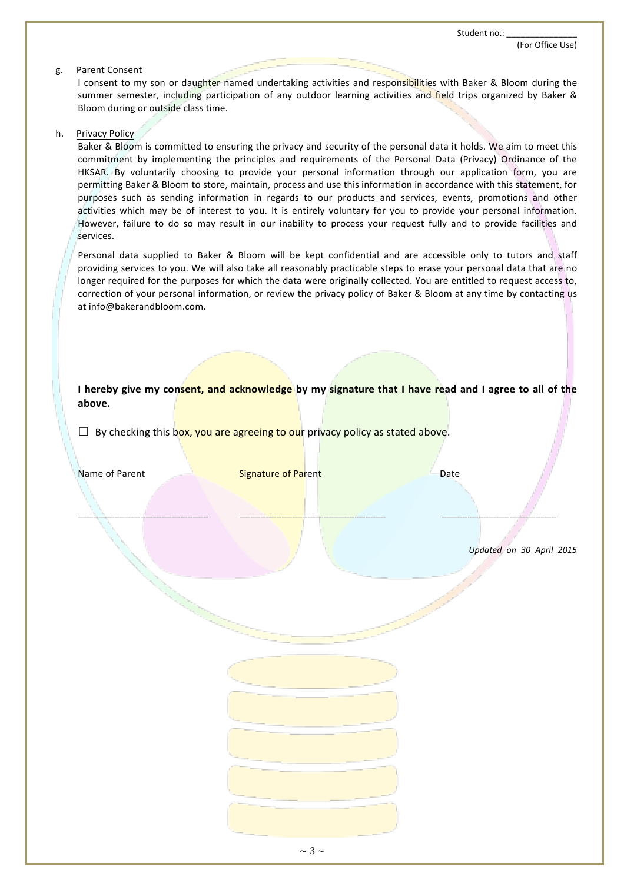Student no.: _______________
(For Office Use)

g. <u>Parent Consent</u>

I consent to my son or daughter named undertaking activities and responsibilities with Baker & Bloom during the summer semester, including participation of any outdoor learning activities and field trips organized by Baker & Bloom during or outside class time.

h. <u>Privacy Policy</u>

Baker & Bloom is committed to ensuring the privacy and security of the personal data it holds. We aim to meet this commitment by implementing the principles and requirements of the Personal Data (Privacy) Ordinance of the HKSAR. By voluntarily choosing to provide your personal information through our application form, you are permitting Baker & Bloom to store, maintain, process and use this information in accordance with this statement, for purposes such as sending information in regards to our products and services, events, promotions and other activities which may be of interest to you. It is entirely voluntary for you to provide your personal information. However, failure to do so may result in our inability to process your request fully and to provide facilities and services.

Personal data supplied to Baker & Bloom will be kept confidential and are accessible only to tutors and staff providing services to you. We will also take all reasonably practicable steps to erase your personal data that are no longer required for the purposes for which the data were originally collected. You are entitled to request access to, correction of your personal information, or review the privacy policy of Baker & Bloom at any time by contacting us at info@bakerandbloom.com.

**I hereby give my consent, and acknowledge by my signature that I have read and I agree to all of the above.**

☐ By checking this box, you are agreeing to our privacy policy as stated above.

| Name of Parent | Signature of Parent | Date |
| --- | --- | --- |
| _________________________ | ____________________________ | ______________________ |

*Updated on 30 April 2015*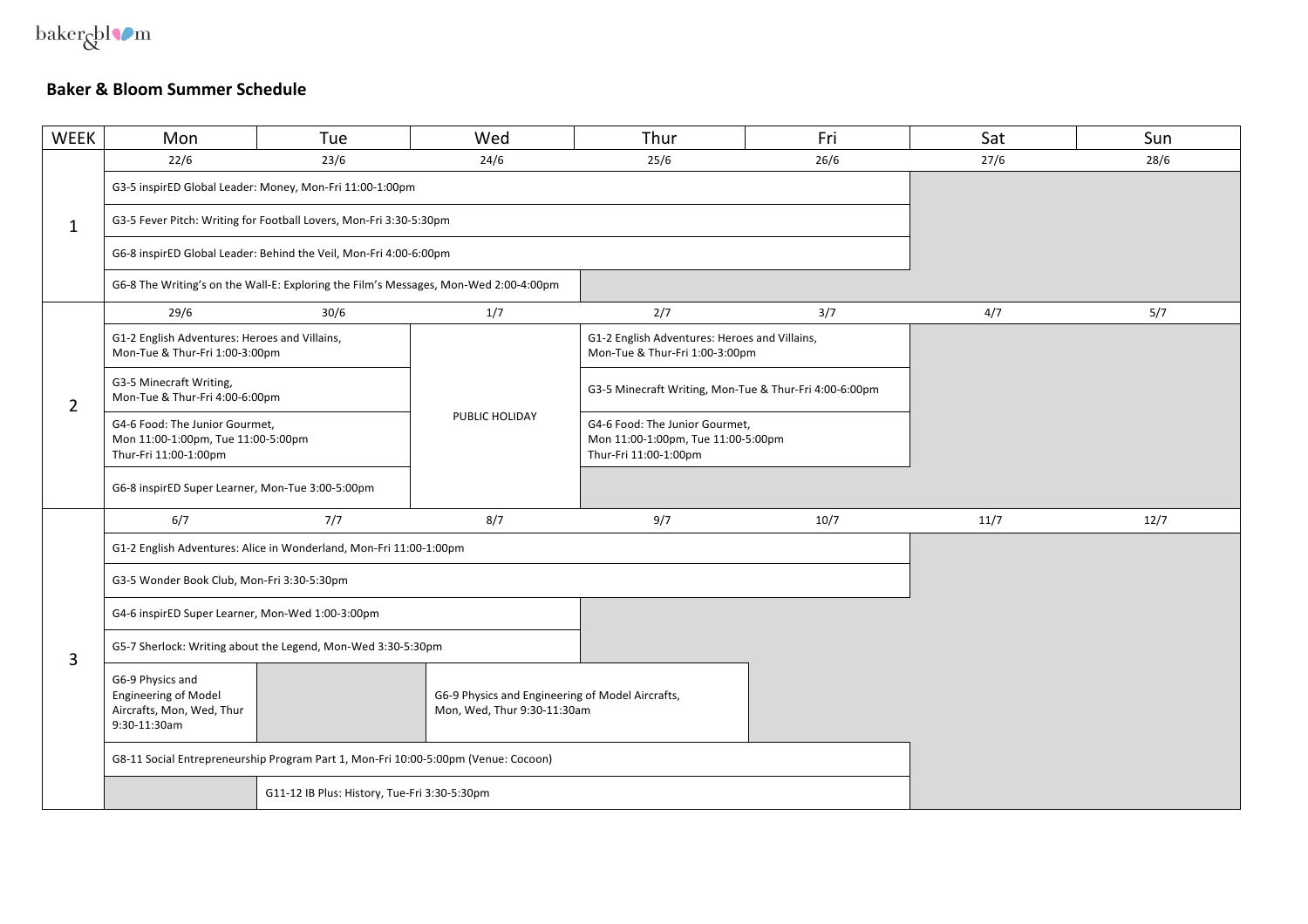## Baker & Bloom Summer Schedule

| WEEK | Mon | Tue | Wed | Thur | Fri | Sat | Sun |
|---|---|---|---|---|---|---|---|
| 1 | 22/6 | 23/6 | 24/6 | 25/6 | 26/6 | 27/6 | 28/6 |
| | G3-5 inspirED Global Leader: Money, Mon-Fri 11:00-1:00pm | | | | | | |
| | G3-5 Fever Pitch: Writing for Football Lovers, Mon-Fri 3:30-5:30pm | | | | | | |
| | G6-8 inspirED Global Leader: Behind the Veil, Mon-Fri 4:00-6:00pm | | | | | | |
| | G6-8 The Writing's on the Wall-E: Exploring the Film's Messages, Mon-Wed 2:00-4:00pm | | | | | | |
| 2 | 29/6 | 30/6 | 1/7 | 2/7 | 3/7 | 4/7 | 5/7 |
| | G1-2 English Adventures: Heroes and Villains, Mon-Tue & Thur-Fri 1:00-3:00pm | | PUBLIC HOLIDAY | G1-2 English Adventures: Heroes and Villains, Mon-Tue & Thur-Fri 1:00-3:00pm | | | |
| | G3-5 Minecraft Writing, Mon-Tue & Thur-Fri 4:00-6:00pm | | | G3-5 Minecraft Writing, Mon-Tue & Thur-Fri 4:00-6:00pm | | | |
| | G4-6 Food: The Junior Gourmet, Mon 11:00-1:00pm, Tue 11:00-5:00pm Thur-Fri 11:00-1:00pm | | | G4-6 Food: The Junior Gourmet, Mon 11:00-1:00pm, Tue 11:00-5:00pm Thur-Fri 11:00-1:00pm | | | |
| | G6-8 inspirED Super Learner, Mon-Tue 3:00-5:00pm | | | | | | |
| 3 | 6/7 | 7/7 | 8/7 | 9/7 | 10/7 | 11/7 | 12/7 |
| | G1-2 English Adventures: Alice in Wonderland, Mon-Fri 11:00-1:00pm | | | | | | |
| | G3-5 Wonder Book Club, Mon-Fri 3:30-5:30pm | | | | | | |
| | G4-6 inspirED Super Learner, Mon-Wed 1:00-3:00pm | | | | | | |
| | G5-7 Sherlock: Writing about the Legend, Mon-Wed 3:30-5:30pm | | | | | | |
| | G6-9 Physics and Engineering of Model Aircrafts, Mon, Wed, Thur 9:30-11:30am | | G6-9 Physics and Engineering of Model Aircrafts, Mon, Wed, Thur 9:30-11:30am | | | | |
| | G8-11 Social Entrepreneurship Program Part 1, Mon-Fri 10:00-5:00pm (Venue: Cocoon) | | | | | | |
| | | G11-12 IB Plus: History, Tue-Fri 3:30-5:30pm | | | | | |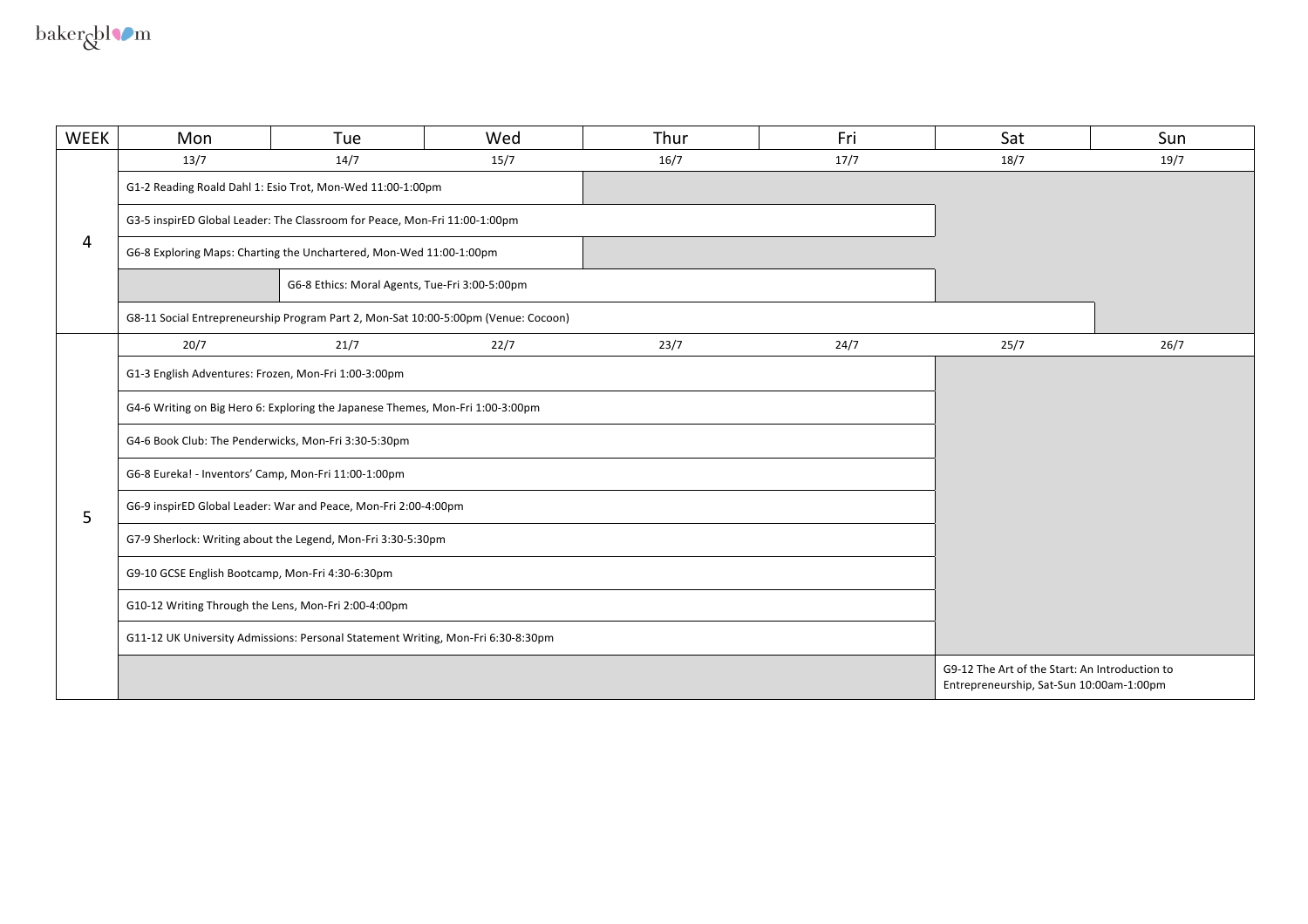| WEEK | Mon | Tue | Wed | Thur | Fri | Sat | Sun |
|---|---|---|---|---|---|---|---|
| 4 | 13/7 | 14/7 | 15/7 | 16/7 | 17/7 | 18/7 | 19/7 |
| | G1-2 Reading Roald Dahl 1: Esio Trot, Mon-Wed 11:00-1:00pm | | | | | | |
| | G3-5 inspirED Global Leader: The Classroom for Peace, Mon-Fri 11:00-1:00pm | | | | | | |
| | G6-8 Exploring Maps: Charting the Unchartered, Mon-Wed 11:00-1:00pm | | | | | | |
| | | G6-8 Ethics: Moral Agents, Tue-Fri 3:00-5:00pm | | | | | |
| | G8-11 Social Entrepreneurship Program Part 2, Mon-Sat 10:00-5:00pm (Venue: Cocoon) | | | | | | |
| 5 | 20/7 | 21/7 | 22/7 | 23/7 | 24/7 | 25/7 | 26/7 |
| | G1-3 English Adventures: Frozen, Mon-Fri 1:00-3:00pm | | | | | | |
| | G4-6 Writing on Big Hero 6: Exploring the Japanese Themes, Mon-Fri 1:00-3:00pm | | | | | | |
| | G4-6 Book Club: The Penderwicks, Mon-Fri 3:30-5:30pm | | | | | | |
| | G6-8 Eureka! - Inventors' Camp, Mon-Fri 11:00-1:00pm | | | | | | |
| | G6-9 inspirED Global Leader: War and Peace, Mon-Fri 2:00-4:00pm | | | | | | |
| | G7-9 Sherlock: Writing about the Legend, Mon-Fri 3:30-5:30pm | | | | | | |
| | G9-10 GCSE English Bootcamp, Mon-Fri 4:30-6:30pm | | | | | | |
| | G10-12 Writing Through the Lens, Mon-Fri 2:00-4:00pm | | | | | | |
| | G11-12 UK University Admissions: Personal Statement Writing, Mon-Fri 6:30-8:30pm | | | | | | |
| | | | | | | G9-12 The Art of the Start: An Introduction to Entrepreneurship, Sat-Sun 10:00am-1:00pm | |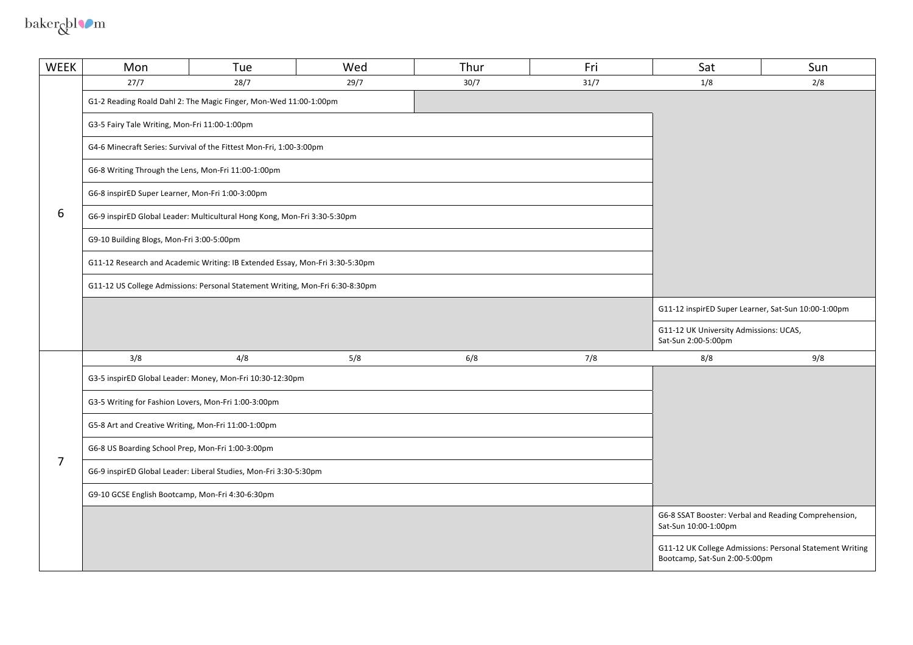| WEEK | Mon | Tue | Wed | Thur | Fri | Sat | Sun |
|---|---|---|---|---|---|---|---|
| 6 | 27/7 | 28/7 | 29/7 | 30/7 | 31/7 | 1/8 | 2/8 |
| | G1-2 Reading Roald Dahl 2: The Magic Finger, Mon-Wed 11:00-1:00pm | | | | | | |
| | G3-5 Fairy Tale Writing, Mon-Fri 11:00-1:00pm | | | | | | |
| | G4-6 Minecraft Series: Survival of the Fittest Mon-Fri, 1:00-3:00pm | | | | | | |
| | G6-8 Writing Through the Lens, Mon-Fri 11:00-1:00pm | | | | | | |
| | G6-8 inspirED Super Learner, Mon-Fri 1:00-3:00pm | | | | | | |
| | G6-9 inspirED Global Leader: Multicultural Hong Kong, Mon-Fri 3:30-5:30pm | | | | | | |
| | G9-10 Building Blogs, Mon-Fri 3:00-5:00pm | | | | | | |
| | G11-12 Research and Academic Writing: IB Extended Essay, Mon-Fri 3:30-5:30pm | | | | | | |
| | G11-12 US College Admissions: Personal Statement Writing, Mon-Fri 6:30-8:30pm | | | | | | |
| | | | | | | G11-12 inspirED Super Learner, Sat-Sun 10:00-1:00pm | |
| | | | | | | G11-12 UK University Admissions: UCAS, Sat-Sun 2:00-5:00pm | |
| 7 | 3/8 | 4/8 | 5/8 | 6/8 | 7/8 | 8/8 | 9/8 |
| | G3-5 inspirED Global Leader: Money, Mon-Fri 10:30-12:30pm | | | | | | |
| | G3-5 Writing for Fashion Lovers, Mon-Fri 1:00-3:00pm | | | | | | |
| | G5-8 Art and Creative Writing, Mon-Fri 11:00-1:00pm | | | | | | |
| | G6-8 US Boarding School Prep, Mon-Fri 1:00-3:00pm | | | | | | |
| | G6-9 inspirED Global Leader: Liberal Studies, Mon-Fri 3:30-5:30pm | | | | | | |
| | G9-10 GCSE English Bootcamp, Mon-Fri 4:30-6:30pm | | | | | | |
| | | | | | | G6-8 SSAT Booster: Verbal and Reading Comprehension, Sat-Sun 10:00-1:00pm | |
| | | | | | | G11-12 UK College Admissions: Personal Statement Writing Bootcamp, Sat-Sun 2:00-5:00pm | |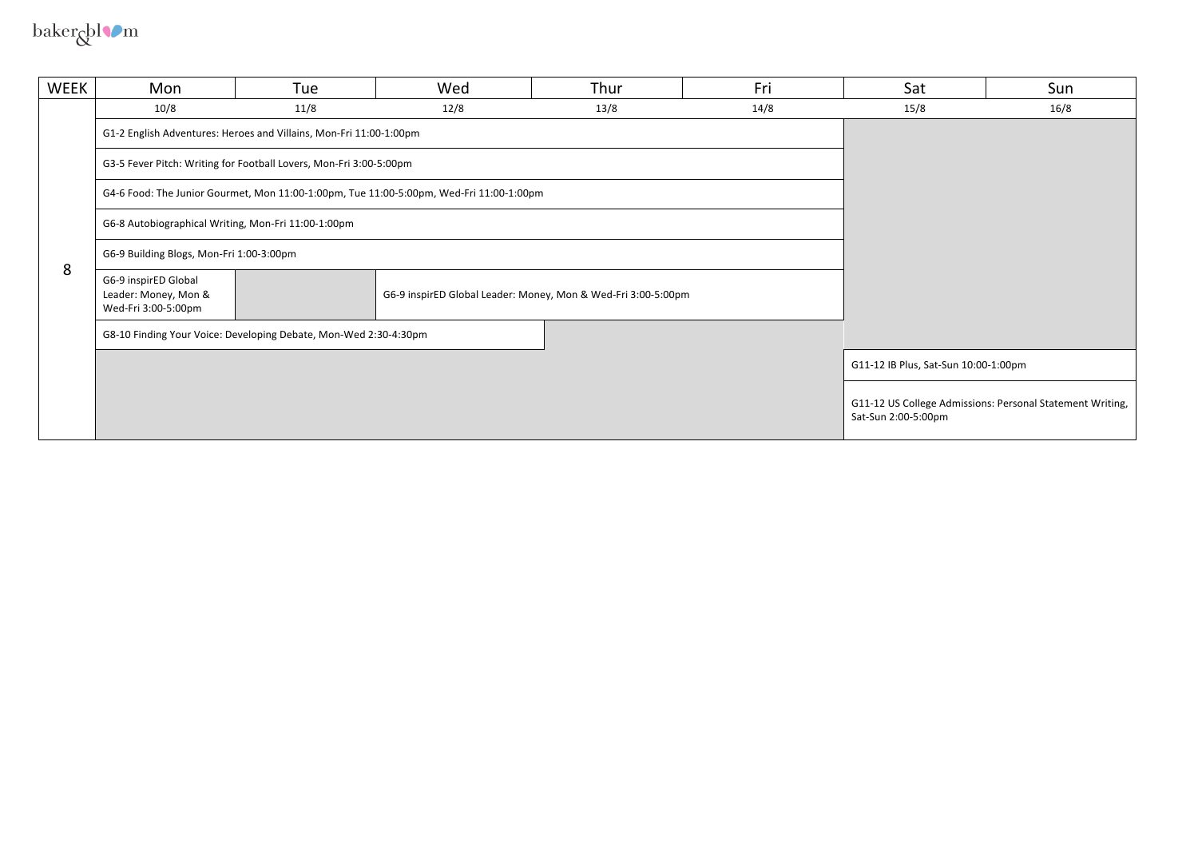| WEEK | Mon | Tue | Wed | Thur | Fri | Sat | Sun |
|---|---|---|---|---|---|---|---|
| 8 | 10/8 | 11/8 | 12/8 | 13/8 | 14/8 | 15/8 | 16/8 |
| | G1-2 English Adventures: Heroes and Villains, Mon-Fri 11:00-1:00pm | | | | | | |
| | G3-5 Fever Pitch: Writing for Football Lovers, Mon-Fri 3:00-5:00pm | | | | | | |
| | G4-6 Food: The Junior Gourmet, Mon 11:00-1:00pm, Tue 11:00-5:00pm, Wed-Fri 11:00-1:00pm | | | | | | |
| | G6-8 Autobiographical Writing, Mon-Fri 11:00-1:00pm | | | | | | |
| | G6-9 Building Blogs, Mon-Fri 1:00-3:00pm | | | | | | |
| | G6-9 inspirED Global Leader: Money, Mon & Wed-Fri 3:00-5:00pm | | G6-9 inspirED Global Leader: Money, Mon & Wed-Fri 3:00-5:00pm | | | | |
| | G8-10 Finding Your Voice: Developing Debate, Mon-Wed 2:30-4:30pm | | | | | | |
| | | | | | | G11-12 IB Plus, Sat-Sun 10:00-1:00pm | |
| | | | | | | G11-12 US College Admissions: Personal Statement Writing, Sat-Sun 2:00-5:00pm | |